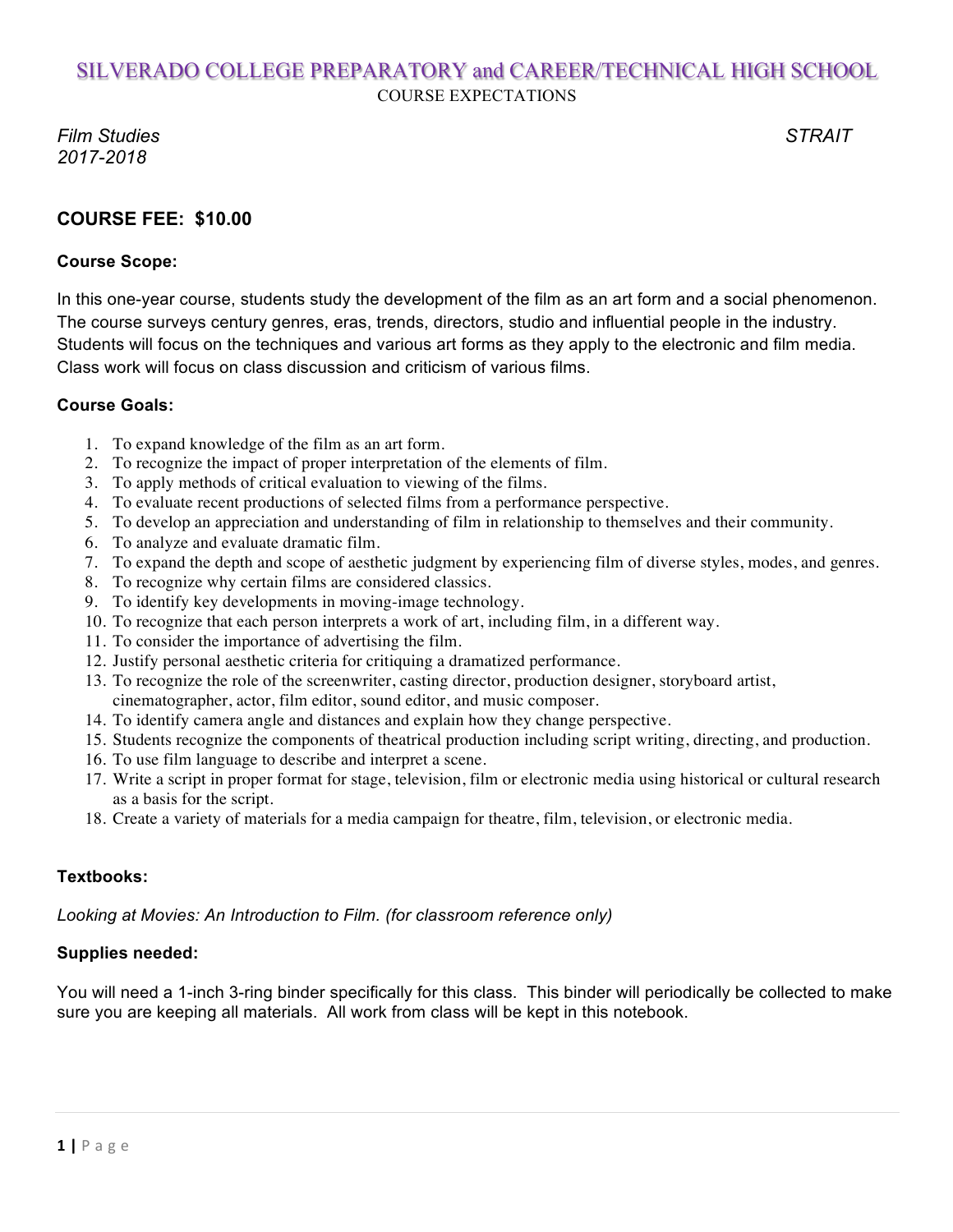# SILVERADO COLLEGE PREPARATORY and CAREER/TECHNICAL HIGH SCHOOL

COURSE EXPECTATIONS

*Film Studies* *STRAIT*
*2017-2018*

## COURSE FEE: $10.00

### Course Scope:

In this one-year course, students study the development of the film as an art form and a social phenomenon. The course surveys century genres, eras, trends, directors, studio and influential people in the industry. Students will focus on the techniques and various art forms as they apply to the electronic and film media. Class work will focus on class discussion and criticism of various films.

### Course Goals:

1. To expand knowledge of the film as an art form.
2. To recognize the impact of proper interpretation of the elements of film.
3. To apply methods of critical evaluation to viewing of the films.
4. To evaluate recent productions of selected films from a performance perspective.
5. To develop an appreciation and understanding of film in relationship to themselves and their community.
6. To analyze and evaluate dramatic film.
7. To expand the depth and scope of aesthetic judgment by experiencing film of diverse styles, modes, and genres.
8. To recognize why certain films are considered classics.
9. To identify key developments in moving-image technology.
10. To recognize that each person interprets a work of art, including film, in a different way.
11. To consider the importance of advertising the film.
12. Justify personal aesthetic criteria for critiquing a dramatized performance.
13. To recognize the role of the screenwriter, casting director, production designer, storyboard artist, cinematographer, actor, film editor, sound editor, and music composer.
14. To identify camera angle and distances and explain how they change perspective.
15. Students recognize the components of theatrical production including script writing, directing, and production.
16. To use film language to describe and interpret a scene.
17. Write a script in proper format for stage, television, film or electronic media using historical or cultural research as a basis for the script.
18. Create a variety of materials for a media campaign for theatre, film, television, or electronic media.

### Textbooks:

*Looking at Movies: An Introduction to Film. (for classroom reference only)*

### Supplies needed:

You will need a 1-inch 3-ring binder specifically for this class. This binder will periodically be collected to make sure you are keeping all materials. All work from class will be kept in this notebook.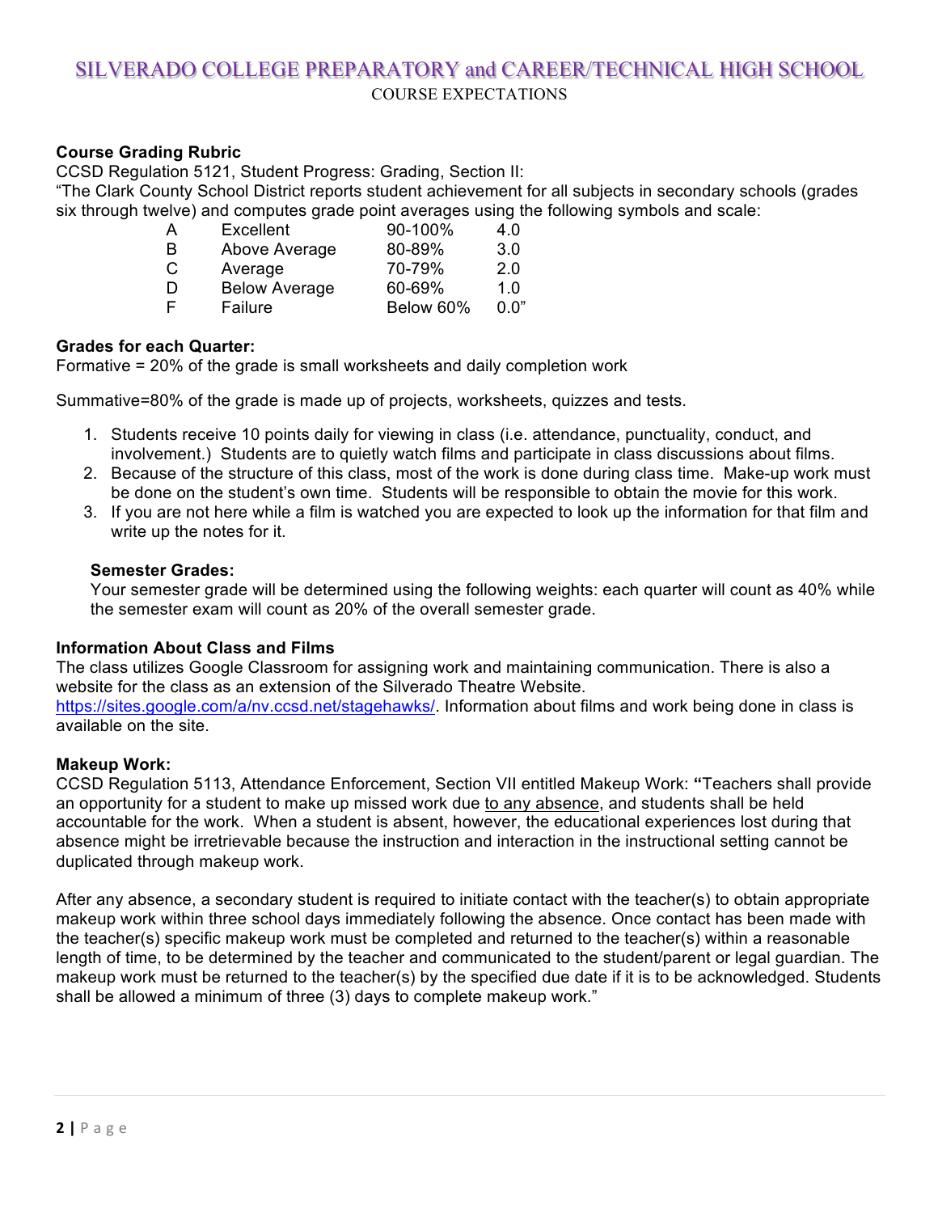# SILVERADO COLLEGE PREPARATORY and CAREER/TECHNICAL HIGH SCHOOL

COURSE EXPECTATIONS

**Course Grading Rubric**

CCSD Regulation 5121, Student Progress: Grading, Section II:

"The Clark County School District reports student achievement for all subjects in secondary schools (grades six through twelve) and computes grade point averages using the following symbols and scale:

| | | | |
|---|---|---|---|
| A | Excellent | 90-100% | 4.0 |
| B | Above Average | 80-89% | 3.0 |
| C | Average | 70-79% | 2.0 |
| D | Below Average | 60-69% | 1.0 |
| F | Failure | Below 60% | 0.0" |

**Grades for each Quarter:**

Formative = 20% of the grade is small worksheets and daily completion work

Summative=80% of the grade is made up of projects, worksheets, quizzes and tests.

1. Students receive 10 points daily for viewing in class (i.e. attendance, punctuality, conduct, and involvement.) Students are to quietly watch films and participate in class discussions about films.
2. Because of the structure of this class, most of the work is done during class time. Make-up work must be done on the student's own time. Students will be responsible to obtain the movie for this work.
3. If you are not here while a film is watched you are expected to look up the information for that film and write up the notes for it.

**Semester Grades:**

Your semester grade will be determined using the following weights: each quarter will count as 40% while the semester exam will count as 20% of the overall semester grade.

**Information About Class and Films**

The class utilizes Google Classroom for assigning work and maintaining communication. There is also a website for the class as an extension of the Silverado Theatre Website. https://sites.google.com/a/nv.ccsd.net/stagehawks/. Information about films and work being done in class is available on the site.

**Makeup Work:**

CCSD Regulation 5113, Attendance Enforcement, Section VII entitled Makeup Work: **"**Teachers shall provide an opportunity for a student to make up missed work due to any absence, and students shall be held accountable for the work. When a student is absent, however, the educational experiences lost during that absence might be irretrievable because the instruction and interaction in the instructional setting cannot be duplicated through makeup work.

After any absence, a secondary student is required to initiate contact with the teacher(s) to obtain appropriate makeup work within three school days immediately following the absence. Once contact has been made with the teacher(s) specific makeup work must be completed and returned to the teacher(s) within a reasonable length of time, to be determined by the teacher and communicated to the student/parent or legal guardian. The makeup work must be returned to the teacher(s) by the specified due date if it is to be acknowledged. Students shall be allowed a minimum of three (3) days to complete makeup work."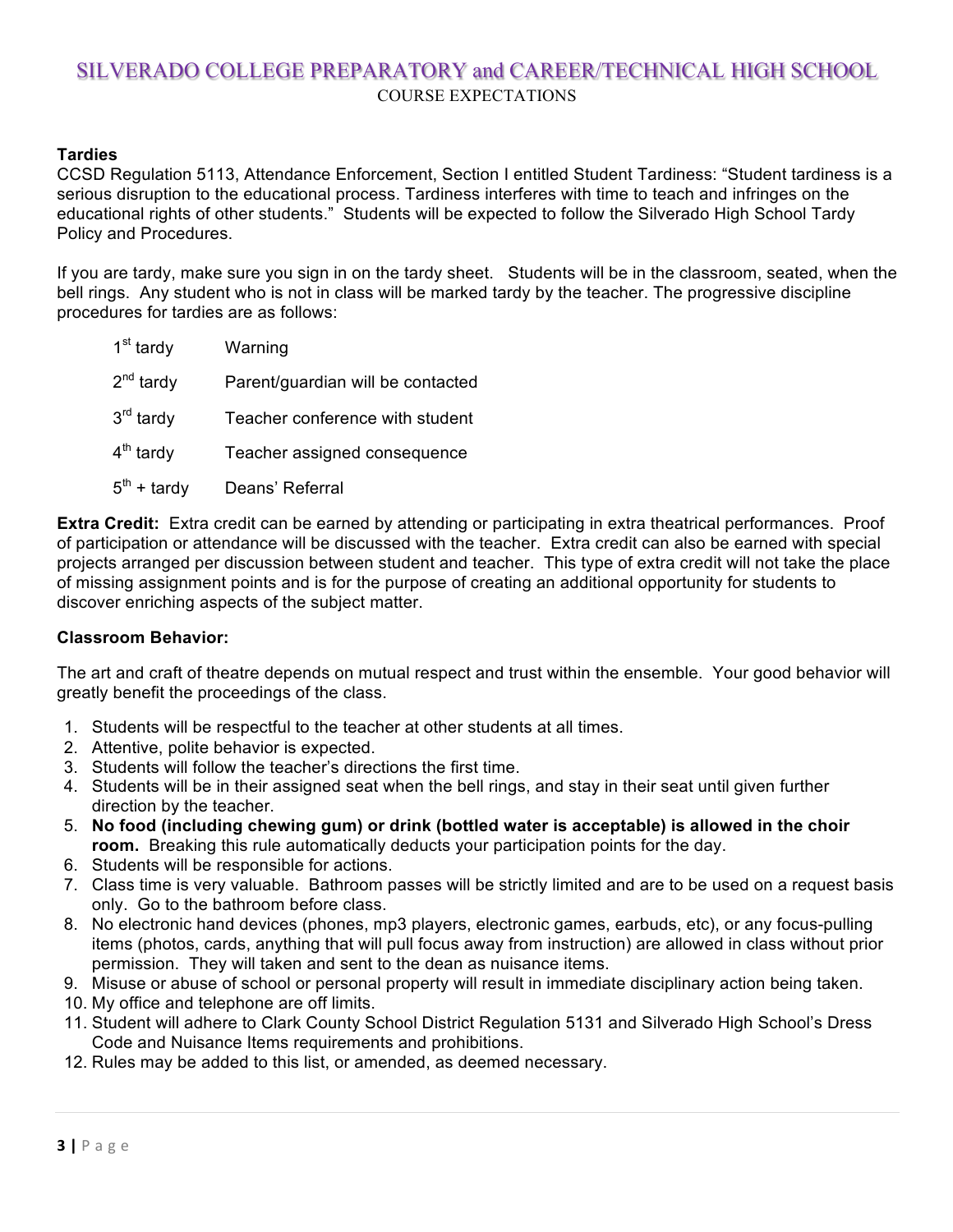# SILVERADO COLLEGE PREPARATORY and CAREER/TECHNICAL HIGH SCHOOL

COURSE EXPECTATIONS

**Tardies**

CCSD Regulation 5113, Attendance Enforcement, Section I entitled Student Tardiness: "Student tardiness is a serious disruption to the educational process. Tardiness interferes with time to teach and infringes on the educational rights of other students." Students will be expected to follow the Silverado High School Tardy Policy and Procedures.

If you are tardy, make sure you sign in on the tardy sheet. Students will be in the classroom, seated, when the bell rings. Any student who is not in class will be marked tardy by the teacher. The progressive discipline procedures for tardies are as follows:

| | |
|---|---|
| 1st tardy | Warning |
| 2nd tardy | Parent/guardian will be contacted |
| 3rd tardy | Teacher conference with student |
| 4th tardy | Teacher assigned consequence |
| 5th + tardy | Deans' Referral |

**Extra Credit:** Extra credit can be earned by attending or participating in extra theatrical performances. Proof of participation or attendance will be discussed with the teacher. Extra credit can also be earned with special projects arranged per discussion between student and teacher. This type of extra credit will not take the place of missing assignment points and is for the purpose of creating an additional opportunity for students to discover enriching aspects of the subject matter.

**Classroom Behavior:**

The art and craft of theatre depends on mutual respect and trust within the ensemble. Your good behavior will greatly benefit the proceedings of the class.

1. Students will be respectful to the teacher at other students at all times.
2. Attentive, polite behavior is expected.
3. Students will follow the teacher's directions the first time.
4. Students will be in their assigned seat when the bell rings, and stay in their seat until given further direction by the teacher.
5. **No food (including chewing gum) or drink (bottled water is acceptable) is allowed in the choir room.** Breaking this rule automatically deducts your participation points for the day.
6. Students will be responsible for actions.
7. Class time is very valuable. Bathroom passes will be strictly limited and are to be used on a request basis only. Go to the bathroom before class.
8. No electronic hand devices (phones, mp3 players, electronic games, earbuds, etc), or any focus-pulling items (photos, cards, anything that will pull focus away from instruction) are allowed in class without prior permission. They will taken and sent to the dean as nuisance items.
9. Misuse or abuse of school or personal property will result in immediate disciplinary action being taken.
10. My office and telephone are off limits.
11. Student will adhere to Clark County School District Regulation 5131 and Silverado High School's Dress Code and Nuisance Items requirements and prohibitions.
12. Rules may be added to this list, or amended, as deemed necessary.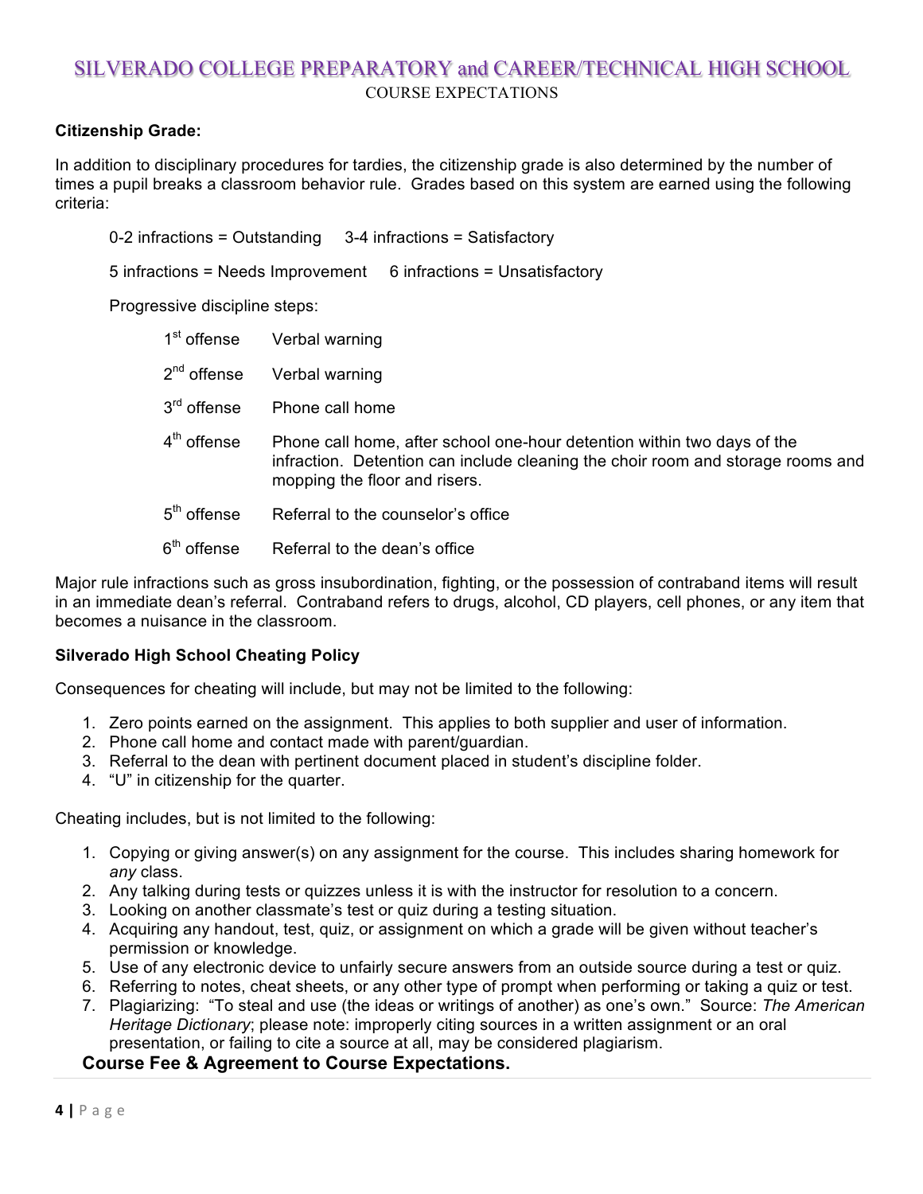# SILVERADO COLLEGE PREPARATORY and CAREER/TECHNICAL HIGH SCHOOL

COURSE EXPECTATIONS

**Citizenship Grade:**

In addition to disciplinary procedures for tardies, the citizenship grade is also determined by the number of times a pupil breaks a classroom behavior rule. Grades based on this system are earned using the following criteria:

0-2 infractions = Outstanding  3-4 infractions = Satisfactory

5 infractions = Needs Improvement  6 infractions = Unsatisfactory

Progressive discipline steps:

| | |
|---|---|
| 1st offense | Verbal warning |
| 2nd offense | Verbal warning |
| 3rd offense | Phone call home |
| 4th offense | Phone call home, after school one-hour detention within two days of the infraction. Detention can include cleaning the choir room and storage rooms and mopping the floor and risers. |
| 5th offense | Referral to the counselor's office |
| 6th offense | Referral to the dean's office |

Major rule infractions such as gross insubordination, fighting, or the possession of contraband items will result in an immediate dean's referral. Contraband refers to drugs, alcohol, CD players, cell phones, or any item that becomes a nuisance in the classroom.

**Silverado High School Cheating Policy**

Consequences for cheating will include, but may not be limited to the following:

1. Zero points earned on the assignment. This applies to both supplier and user of information.
2. Phone call home and contact made with parent/guardian.
3. Referral to the dean with pertinent document placed in student's discipline folder.
4. "U" in citizenship for the quarter.

Cheating includes, but is not limited to the following:

1. Copying or giving answer(s) on any assignment for the course. This includes sharing homework for *any* class.
2. Any talking during tests or quizzes unless it is with the instructor for resolution to a concern.
3. Looking on another classmate's test or quiz during a testing situation.
4. Acquiring any handout, test, quiz, or assignment on which a grade will be given without teacher's permission or knowledge.
5. Use of any electronic device to unfairly secure answers from an outside source during a test or quiz.
6. Referring to notes, cheat sheets, or any other type of prompt when performing or taking a quiz or test.
7. Plagiarizing: "To steal and use (the ideas or writings of another) as one's own." Source: *The American Heritage Dictionary*; please note: improperly citing sources in a written assignment or an oral presentation, or failing to cite a source at all, may be considered plagiarism.

**Course Fee & Agreement to Course Expectations.**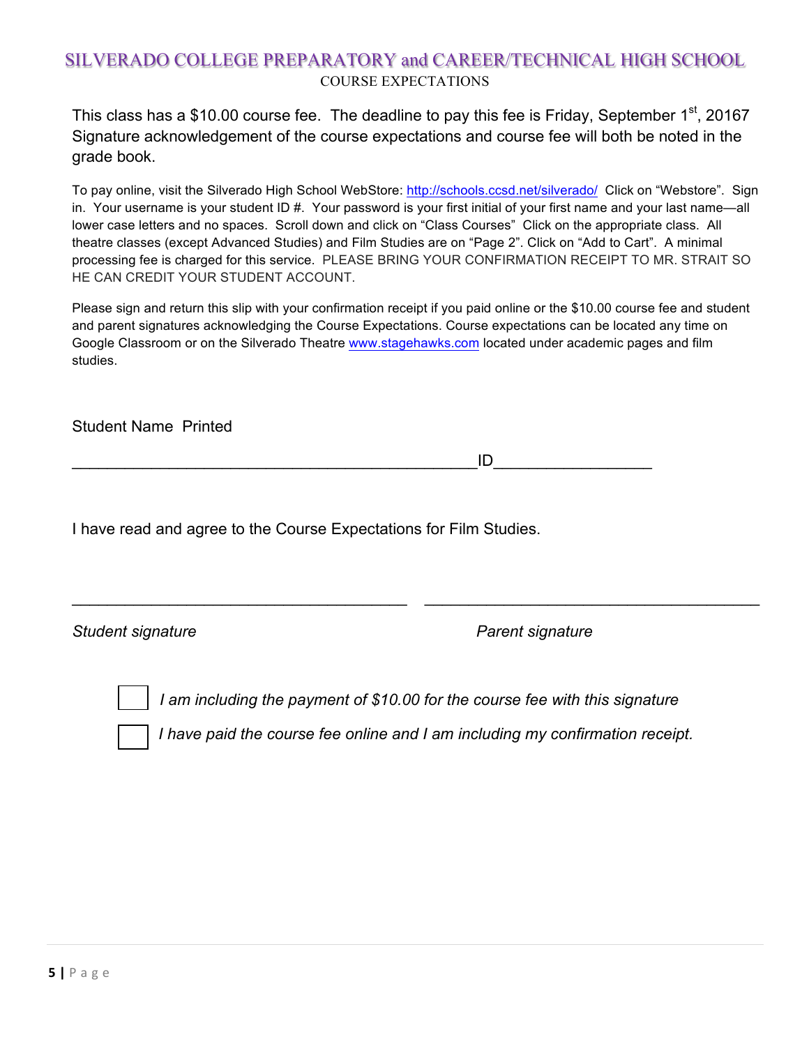# SILVERADO COLLEGE PREPARATORY and CAREER/TECHNICAL HIGH SCHOOL

COURSE EXPECTATIONS

This class has a $10.00 course fee. The deadline to pay this fee is Friday, September 1st, 20167 Signature acknowledgement of the course expectations and course fee will both be noted in the grade book.

To pay online, visit the Silverado High School WebStore: http://schools.ccsd.net/silverado/ Click on "Webstore". Sign in. Your username is your student ID #. Your password is your first initial of your first name and your last name—all lower case letters and no spaces. Scroll down and click on "Class Courses" Click on the appropriate class. All theatre classes (except Advanced Studies) and Film Studies are on "Page 2". Click on "Add to Cart". A minimal processing fee is charged for this service. PLEASE BRING YOUR CONFIRMATION RECEIPT TO MR. STRAIT SO HE CAN CREDIT YOUR STUDENT ACCOUNT.

Please sign and return this slip with your confirmation receipt if you paid online or the $10.00 course fee and student and parent signatures acknowledging the Course Expectations. Course expectations can be located any time on Google Classroom or on the Silverado Theatre www.stagehawks.com located under academic pages and film studies.

Student Name Printed

_______________________________________________ID__________________

I have read and agree to the Course Expectations for Film Studies.

_______________________________________ _______________________________________

*Student signature* *Parent signature*

☐ *I am including the payment of $10.00 for the course fee with this signature*

☐ *I have paid the course fee online and I am including my confirmation receipt.*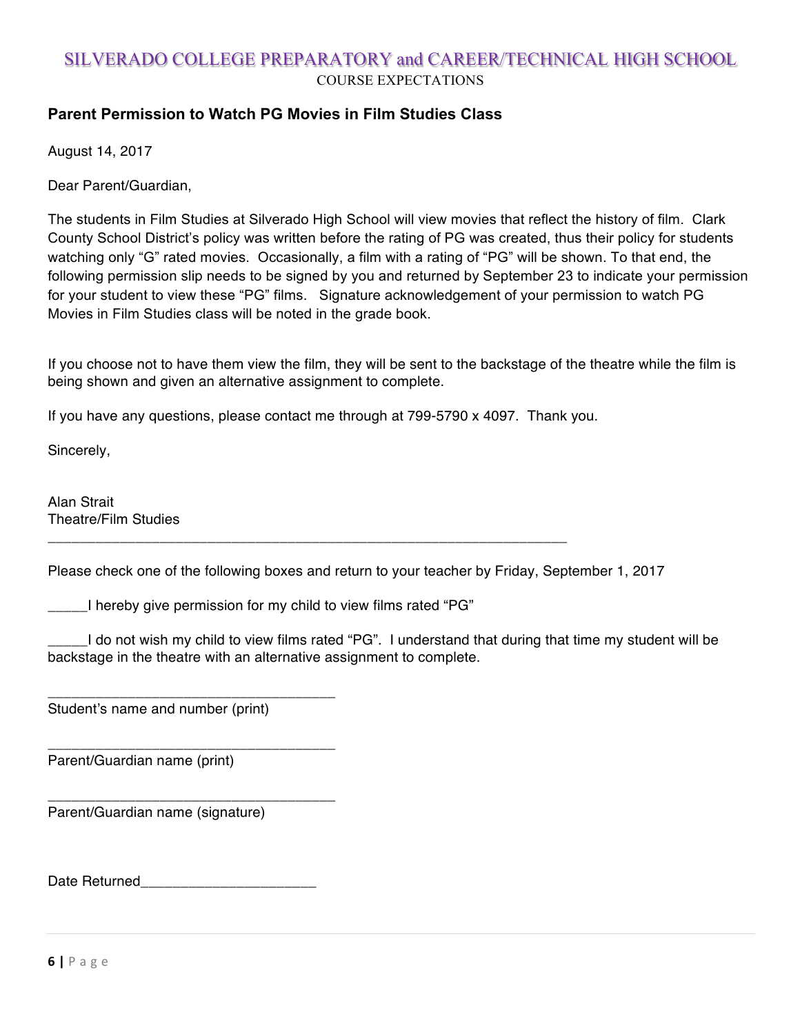SILVERADO COLLEGE PREPARATORY and CAREER/TECHNICAL HIGH SCHOOL

COURSE EXPECTATIONS

## Parent Permission to Watch PG Movies in Film Studies Class

August 14, 2017

Dear Parent/Guardian,

The students in Film Studies at Silverado High School will view movies that reflect the history of film. Clark County School District's policy was written before the rating of PG was created, thus their policy for students watching only "G" rated movies. Occasionally, a film with a rating of "PG" will be shown. To that end, the following permission slip needs to be signed by you and returned by September 23 to indicate your permission for your student to view these "PG" films. Signature acknowledgement of your permission to watch PG Movies in Film Studies class will be noted in the grade book.

If you choose not to have them view the film, they will be sent to the backstage of the theatre while the film is being shown and given an alternative assignment to complete.

If you have any questions, please contact me through at 799-5790 x 4097. Thank you.

Sincerely,

Alan Strait
Theatre/Film Studies

---

Please check one of the following boxes and return to your teacher by Friday, September 1, 2017

_____I hereby give permission for my child to view films rated "PG"

_____I do not wish my child to view films rated "PG". I understand that during that time my student will be backstage in the theatre with an alternative assignment to complete.

____________________________________
Student's name and number (print)

____________________________________
Parent/Guardian name (print)

____________________________________
Parent/Guardian name (signature)

Date Returned______________________